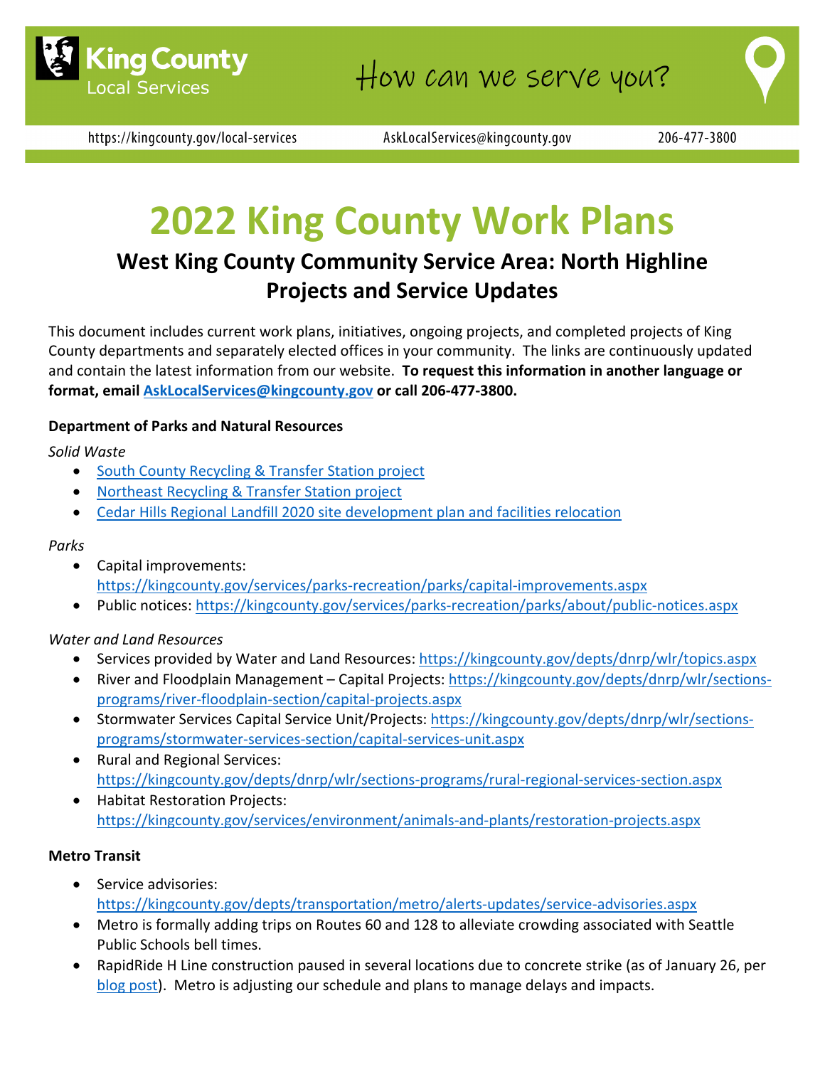King County Local Services

How can we serve you?

https://kingcounty.gov/local-services AskLocalServices@kingcounty.gov 206-477-3800

# 2022 King County Work Plans

## West King County Community Service Area: North Highline Projects and Service Updates

This document includes current work plans, initiatives, ongoing projects, and completed projects of King County departments and separately elected offices in your community. The links are continuously updated and contain the latest information from our website. **To request this information in another language or format, email [AskLocalServices@kingcounty.gov](mailto:AskLocalServices@kingcounty.gov) or call 206-477-3800.**

**Department of Parks and Natural Resources**

*Solid Waste*

- South County Recycling & Transfer Station project
- Northeast Recycling & Transfer Station project
- Cedar Hills Regional Landfill 2020 site development plan and facilities relocation

*Parks*

- Capital improvements: https://kingcounty.gov/services/parks-recreation/parks/capital-improvements.aspx
- Public notices: https://kingcounty.gov/services/parks-recreation/parks/about/public-notices.aspx

*Water and Land Resources*

- Services provided by Water and Land Resources: https://kingcounty.gov/depts/dnrp/wlr/topics.aspx
- River and Floodplain Management – Capital Projects: https://kingcounty.gov/depts/dnrp/wlr/sections-programs/river-floodplain-section/capital-projects.aspx
- Stormwater Services Capital Service Unit/Projects: https://kingcounty.gov/depts/dnrp/wlr/sections-programs/stormwater-services-section/capital-services-unit.aspx
- Rural and Regional Services: https://kingcounty.gov/depts/dnrp/wlr/sections-programs/rural-regional-services-section.aspx
- Habitat Restoration Projects: https://kingcounty.gov/services/environment/animals-and-plants/restoration-projects.aspx

**Metro Transit**

- Service advisories: https://kingcounty.gov/depts/transportation/metro/alerts-updates/service-advisories.aspx
- Metro is formally adding trips on Routes 60 and 128 to alleviate crowding associated with Seattle Public Schools bell times.
- RapidRide H Line construction paused in several locations due to concrete strike (as of January 26, per blog post). Metro is adjusting our schedule and plans to manage delays and impacts.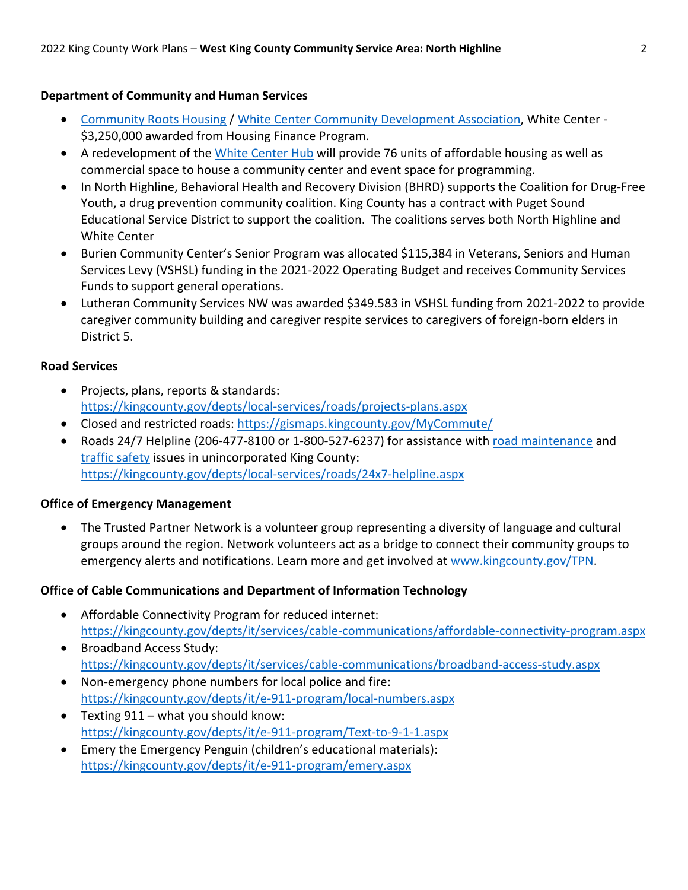### Department of Community and Human Services

- Community Roots Housing / White Center Community Development Association, White Center - $3,250,000 awarded from Housing Finance Program.
- A redevelopment of the White Center Hub will provide 76 units of affordable housing as well as commercial space to house a community center and event space for programming.
- In North Highline, Behavioral Health and Recovery Division (BHRD) supports the Coalition for Drug-Free Youth, a drug prevention community coalition. King County has a contract with Puget Sound Educational Service District to support the coalition. The coalitions serves both North Highline and White Center
- Burien Community Center's Senior Program was allocated $115,384 in Veterans, Seniors and Human Services Levy (VSHSL) funding in the 2021-2022 Operating Budget and receives Community Services Funds to support general operations.
- Lutheran Community Services NW was awarded $349.583 in VSHSL funding from 2021-2022 to provide caregiver community building and caregiver respite services to caregivers of foreign-born elders in District 5.

### Road Services

- Projects, plans, reports & standards: https://kingcounty.gov/depts/local-services/roads/projects-plans.aspx
- Closed and restricted roads: https://gismaps.kingcounty.gov/MyCommute/
- Roads 24/7 Helpline (206-477-8100 or 1-800-527-6237) for assistance with road maintenance and traffic safety issues in unincorporated King County: https://kingcounty.gov/depts/local-services/roads/24x7-helpline.aspx

### Office of Emergency Management

- The Trusted Partner Network is a volunteer group representing a diversity of language and cultural groups around the region. Network volunteers act as a bridge to connect their community groups to emergency alerts and notifications. Learn more and get involved at www.kingcounty.gov/TPN.

### Office of Cable Communications and Department of Information Technology

- Affordable Connectivity Program for reduced internet: https://kingcounty.gov/depts/it/services/cable-communications/affordable-connectivity-program.aspx
- Broadband Access Study: https://kingcounty.gov/depts/it/services/cable-communications/broadband-access-study.aspx
- Non-emergency phone numbers for local police and fire: https://kingcounty.gov/depts/it/e-911-program/local-numbers.aspx
- Texting 911 – what you should know: https://kingcounty.gov/depts/it/e-911-program/Text-to-9-1-1.aspx
- Emery the Emergency Penguin (children's educational materials): https://kingcounty.gov/depts/it/e-911-program/emery.aspx